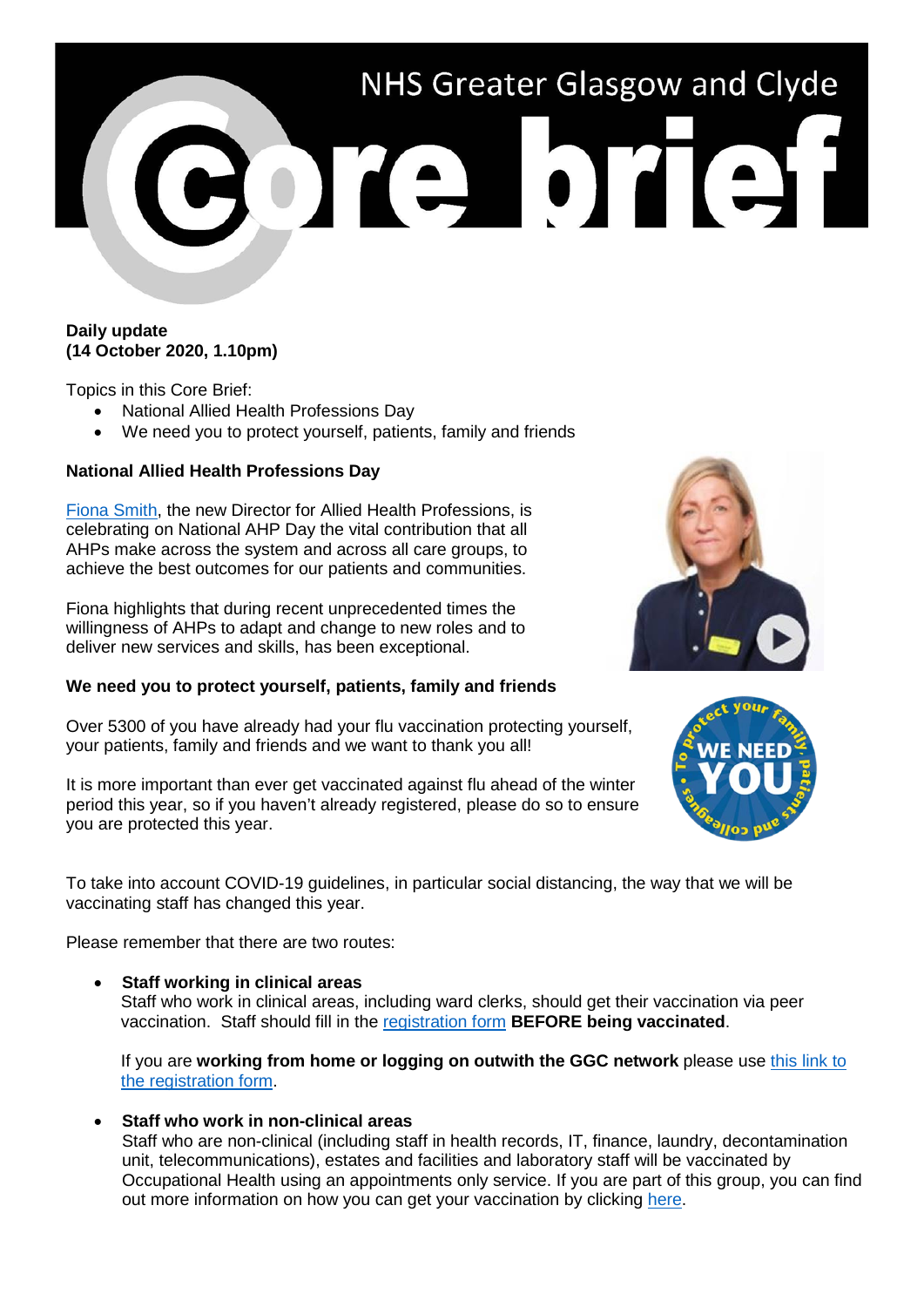# NHS Greater Glasgow and Clyde Core brief

**Daily update**
**(14 October 2020, 1.10pm)**

Topics in this Core Brief:

- National Allied Health Professions Day
- We need you to protect yourself, patients, family and friends

**National Allied Health Professions Day**

Fiona Smith, the new Director for Allied Health Professions, is celebrating on National AHP Day the vital contribution that all AHPs make across the system and across all care groups, to achieve the best outcomes for our patients and communities.

Fiona highlights that during recent unprecedented times the willingness of AHPs to adapt and change to new roles and to deliver new services and skills, has been exceptional.

**We need you to protect yourself, patients, family and friends**

Over 5300 of you have already had your flu vaccination protecting yourself, your patients, family and friends and we want to thank you all!

It is more important than ever get vaccinated against flu ahead of the winter period this year, so if you haven't already registered, please do so to ensure you are protected this year.

To take into account COVID-19 guidelines, in particular social distancing, the way that we will be vaccinating staff has changed this year.

Please remember that there are two routes:

- **Staff working in clinical areas**
  Staff who work in clinical areas, including ward clerks, should get their vaccination via peer vaccination. Staff should fill in the registration form **BEFORE being vaccinated**.

  If you are **working from home or logging on outwith the GGC network** please use this link to the registration form.

- **Staff who work in non-clinical areas**
  Staff who are non-clinical (including staff in health records, IT, finance, laundry, decontamination unit, telecommunications), estates and facilities and laboratory staff will be vaccinated by Occupational Health using an appointments only service. If you are part of this group, you can find out more information on how you can get your vaccination by clicking here.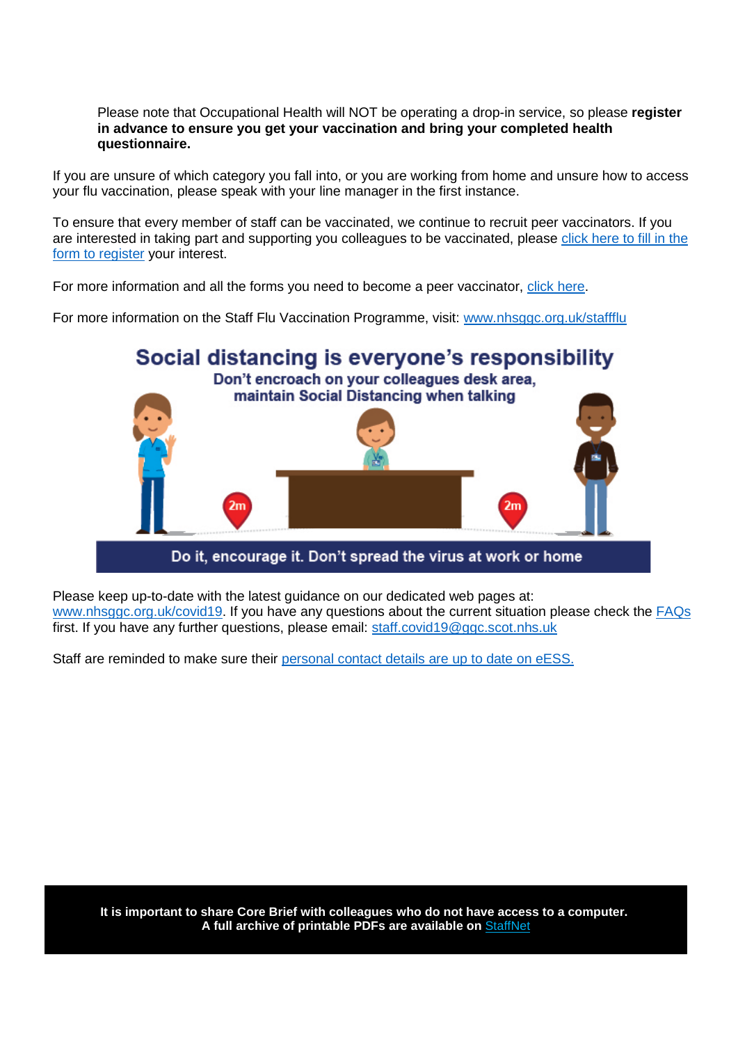Please note that Occupational Health will NOT be operating a drop-in service, so please **register in advance to ensure you get your vaccination and bring your completed health questionnaire.**

If you are unsure of which category you fall into, or you are working from home and unsure how to access your flu vaccination, please speak with your line manager in the first instance.

To ensure that every member of staff can be vaccinated, we continue to recruit peer vaccinators. If you are interested in taking part and supporting you colleagues to be vaccinated, please click here to fill in the form to register your interest.

For more information and all the forms you need to become a peer vaccinator, click here.

For more information on the Staff Flu Vaccination Programme, visit: www.nhsggc.org.uk/staffflu

Social distancing is everyone's responsibility

Don't encroach on your colleagues desk area, maintain Social Distancing when talking

2m

2m

Do it, encourage it. Don't spread the virus at work or home

Please keep up-to-date with the latest guidance on our dedicated web pages at: www.nhsggc.org.uk/covid19. If you have any questions about the current situation please check the FAQs first. If you have any further questions, please email: staff.covid19@ggc.scot.nhs.uk

Staff are reminded to make sure their personal contact details are up to date on eESS.

**It is important to share Core Brief with colleagues who do not have access to a computer.**
**A full archive of printable PDFs are available on StaffNet**